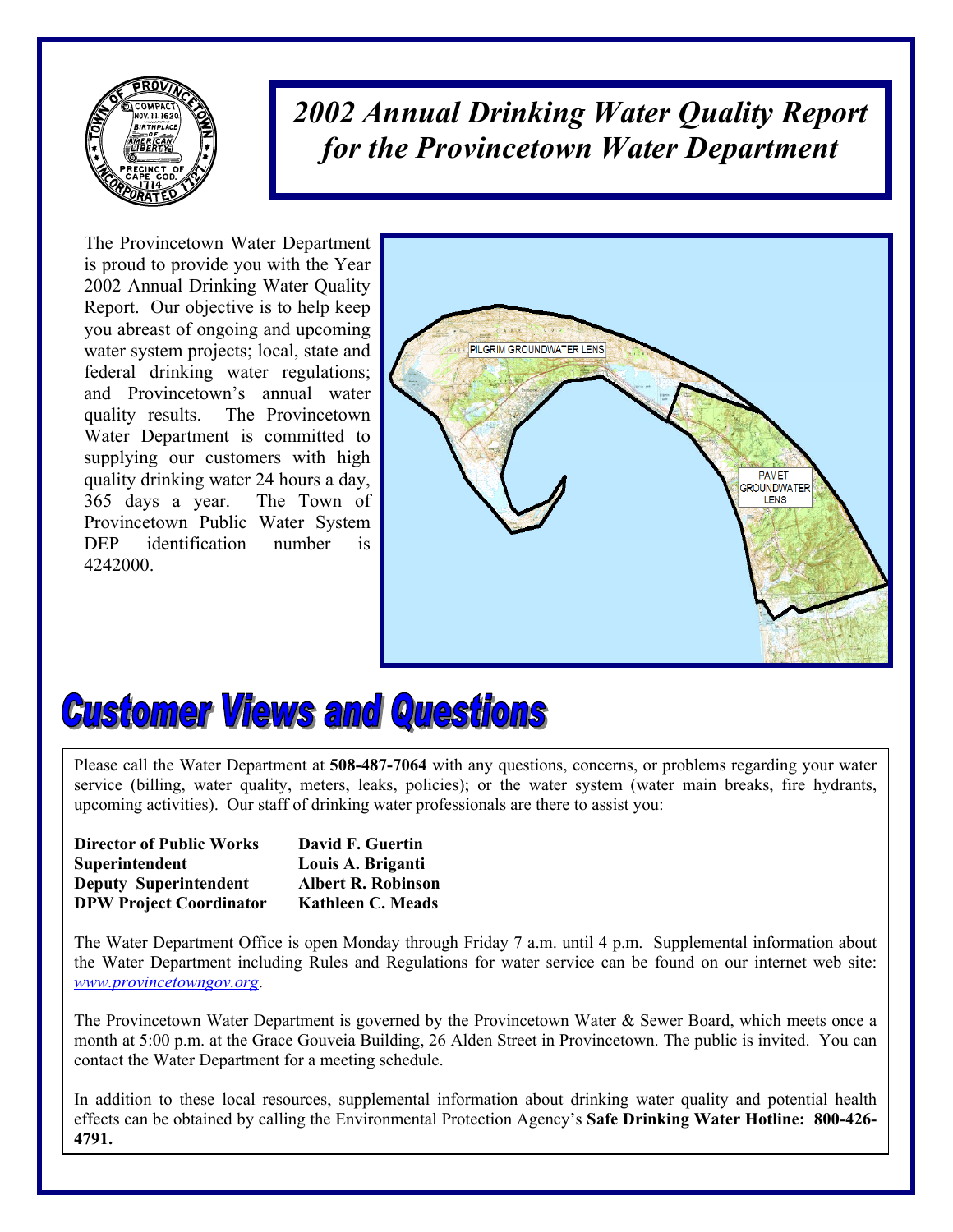# 2002 Annual Drinking Water Quality Report for the Provincetown Water Department

The Provincetown Water Department is proud to provide you with the Year 2002 Annual Drinking Water Quality Report. Our objective is to help keep you abreast of ongoing and upcoming water system projects; local, state and federal drinking water regulations; and Provincetown's annual water quality results. The Provincetown Water Department is committed to supplying our customers with high quality drinking water 24 hours a day, 365 days a year. The Town of Provincetown Public Water System DEP identification number is 4242000.

PILGRIM GROUNDWATER LENS

PAMET GROUNDWATER LENS

## Customer Views and Questions

Please call the Water Department at **508-487-7064** with any questions, concerns, or problems regarding your water service (billing, water quality, meters, leaks, policies); or the water system (water main breaks, fire hydrants, upcoming activities). Our staff of drinking water professionals are there to assist you:

| | |
|---|---|
| **Director of Public Works** | **David F. Guertin** |
| **Superintendent** | **Louis A. Briganti** |
| **Deputy Superintendent** | **Albert R. Robinson** |
| **DPW Project Coordinator** | **Kathleen C. Meads** |

The Water Department Office is open Monday through Friday 7 a.m. until 4 p.m. Supplemental information about the Water Department including Rules and Regulations for water service can be found on our internet web site: *www.provincetowngov.org*.

The Provincetown Water Department is governed by the Provincetown Water & Sewer Board, which meets once a month at 5:00 p.m. at the Grace Gouveia Building, 26 Alden Street in Provincetown. The public is invited. You can contact the Water Department for a meeting schedule.

In addition to these local resources, supplemental information about drinking water quality and potential health effects can be obtained by calling the Environmental Protection Agency's **Safe Drinking Water Hotline: 800-426-4791.**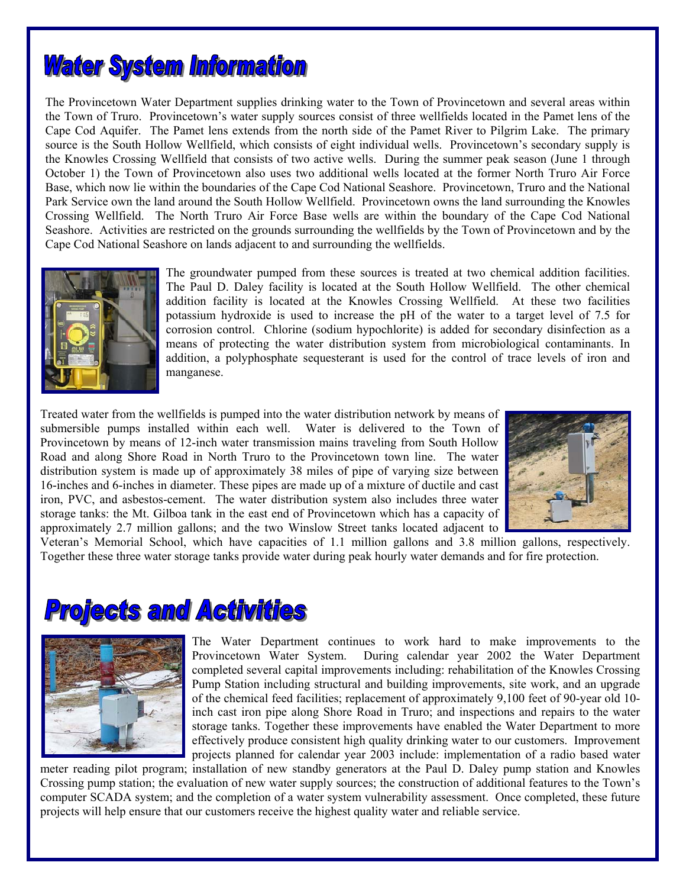# Water System Information

The Provincetown Water Department supplies drinking water to the Town of Provincetown and several areas within the Town of Truro. Provincetown's water supply sources consist of three wellfields located in the Pamet lens of the Cape Cod Aquifer. The Pamet lens extends from the north side of the Pamet River to Pilgrim Lake. The primary source is the South Hollow Wellfield, which consists of eight individual wells. Provincetown's secondary supply is the Knowles Crossing Wellfield that consists of two active wells. During the summer peak season (June 1 through October 1) the Town of Provincetown also uses two additional wells located at the former North Truro Air Force Base, which now lie within the boundaries of the Cape Cod National Seashore. Provincetown, Truro and the National Park Service own the land around the South Hollow Wellfield. Provincetown owns the land surrounding the Knowles Crossing Wellfield. The North Truro Air Force Base wells are within the boundary of the Cape Cod National Seashore. Activities are restricted on the grounds surrounding the wellfields by the Town of Provincetown and by the Cape Cod National Seashore on lands adjacent to and surrounding the wellfields.

The groundwater pumped from these sources is treated at two chemical addition facilities. The Paul D. Daley facility is located at the South Hollow Wellfield. The other chemical addition facility is located at the Knowles Crossing Wellfield. At these two facilities potassium hydroxide is used to increase the pH of the water to a target level of 7.5 for corrosion control. Chlorine (sodium hypochlorite) is added for secondary disinfection as a means of protecting the water distribution system from microbiological contaminants. In addition, a polyphosphate sequesterant is used for the control of trace levels of iron and manganese.

Treated water from the wellfields is pumped into the water distribution network by means of submersible pumps installed within each well. Water is delivered to the Town of Provincetown by means of 12-inch water transmission mains traveling from South Hollow Road and along Shore Road in North Truro to the Provincetown town line. The water distribution system is made up of approximately 38 miles of pipe of varying size between 16-inches and 6-inches in diameter. These pipes are made up of a mixture of ductile and cast iron, PVC, and asbestos-cement. The water distribution system also includes three water storage tanks: the Mt. Gilboa tank in the east end of Provincetown which has a capacity of approximately 2.7 million gallons; and the two Winslow Street tanks located adjacent to Veteran's Memorial School, which have capacities of 1.1 million gallons and 3.8 million gallons, respectively. Together these three water storage tanks provide water during peak hourly water demands and for fire protection.

# Projects and Activities

The Water Department continues to work hard to make improvements to the Provincetown Water System. During calendar year 2002 the Water Department completed several capital improvements including: rehabilitation of the Knowles Crossing Pump Station including structural and building improvements, site work, and an upgrade of the chemical feed facilities; replacement of approximately 9,100 feet of 90-year old 10-inch cast iron pipe along Shore Road in Truro; and inspections and repairs to the water storage tanks. Together these improvements have enabled the Water Department to more effectively produce consistent high quality drinking water to our customers. Improvement projects planned for calendar year 2003 include: implementation of a radio based water meter reading pilot program; installation of new standby generators at the Paul D. Daley pump station and Knowles Crossing pump station; the evaluation of new water supply sources; the construction of additional features to the Town's computer SCADA system; and the completion of a water system vulnerability assessment. Once completed, these future projects will help ensure that our customers receive the highest quality water and reliable service.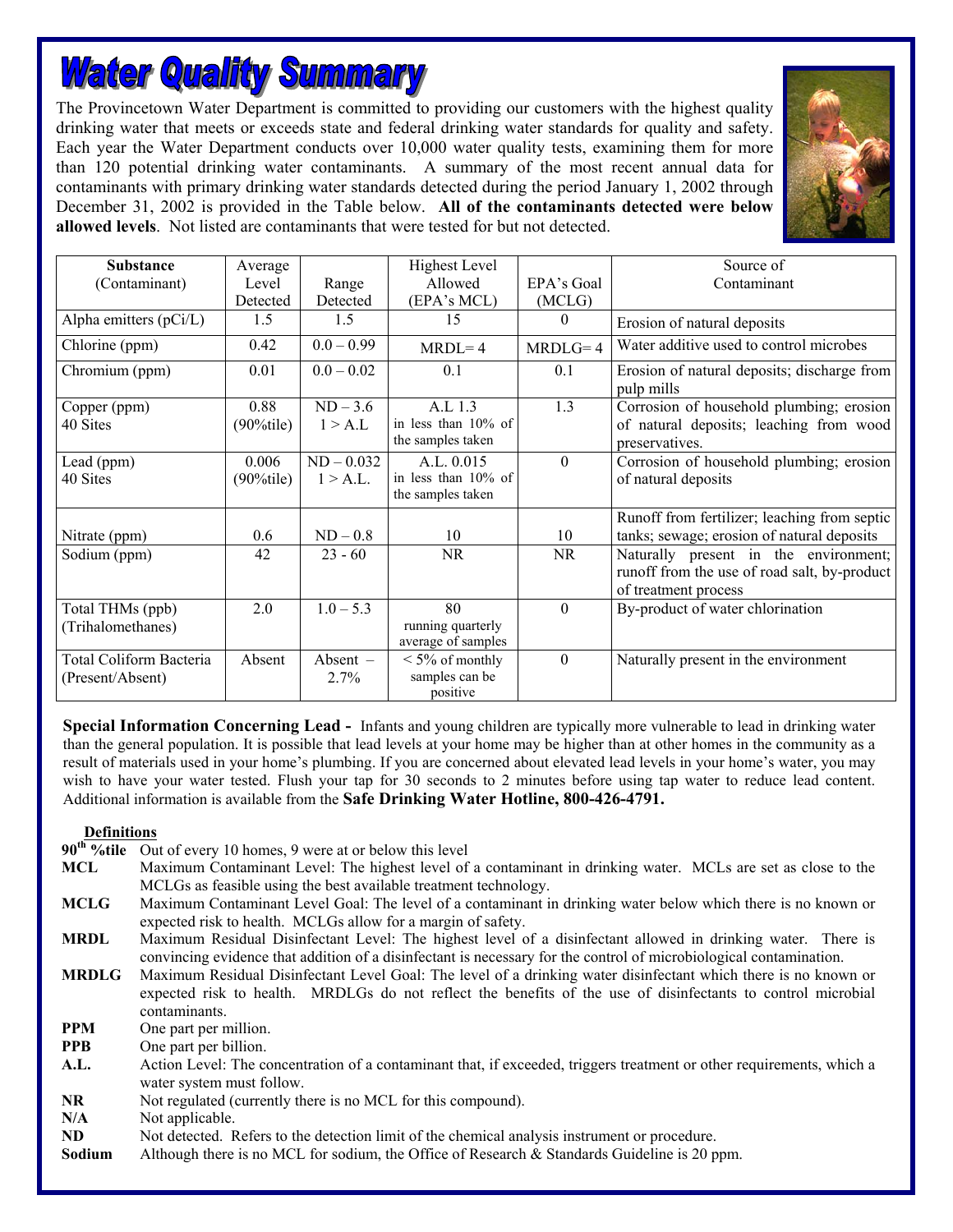# Water Quality Summary

The Provincetown Water Department is committed to providing our customers with the highest quality drinking water that meets or exceeds state and federal drinking water standards for quality and safety. Each year the Water Department conducts over 10,000 water quality tests, examining them for more than 120 potential drinking water contaminants. A summary of the most recent annual data for contaminants with primary drinking water standards detected during the period January 1, 2002 through December 31, 2002 is provided in the Table below. **All of the contaminants detected were below allowed levels**. Not listed are contaminants that were tested for but not detected.

| Substance (Contaminant) | Average Level Detected | Range Detected | Highest Level Allowed (EPA's MCL) | EPA's Goal (MCLG) | Source of Contaminant |
|---|---|---|---|---|---|
| Alpha emitters (pCi/L) | 1.5 | 1.5 | 15 | 0 | Erosion of natural deposits |
| Chlorine (ppm) | 0.42 | 0.0 – 0.99 | MRDL= 4 | MRDLG= 4 | Water additive used to control microbes |
| Chromium (ppm) | 0.01 | 0.0 – 0.02 | 0.1 | 0.1 | Erosion of natural deposits; discharge from pulp mills |
| Copper (ppm) 40 Sites | 0.88 (90%tile) | ND – 3.6 1 > A.L | A.L 1.3 in less than 10% of the samples taken | 1.3 | Corrosion of household plumbing; erosion of natural deposits; leaching from wood preservatives. |
| Lead (ppm) 40 Sites | 0.006 (90%tile) | ND – 0.032 1 > A.L. | A.L. 0.015 in less than 10% of the samples taken | 0 | Corrosion of household plumbing; erosion of natural deposits |
| Nitrate (ppm) | 0.6 | ND – 0.8 | 10 | 10 | Runoff from fertilizer; leaching from septic tanks; sewage; erosion of natural deposits |
| Sodium (ppm) | 42 | 23 - 60 | NR | NR | Naturally present in the environment; runoff from the use of road salt, by-product of treatment process |
| Total THMs (ppb) (Trihalomethanes) | 2.0 | 1.0 – 5.3 | 80 running quarterly average of samples | 0 | By-product of water chlorination |
| Total Coliform Bacteria (Present/Absent) | Absent | Absent – 2.7% | < 5% of monthly samples can be positive | 0 | Naturally present in the environment |

**Special Information Concerning Lead -** Infants and young children are typically more vulnerable to lead in drinking water than the general population. It is possible that lead levels at your home may be higher than at other homes in the community as a result of materials used in your home's plumbing. If you are concerned about elevated lead levels in your home's water, you may wish to have your water tested. Flush your tap for 30 seconds to 2 minutes before using tap water to reduce lead content. Additional information is available from the **Safe Drinking Water Hotline, 800-426-4791.**

**Definitions**

**90th %tile** Out of every 10 homes, 9 were at or below this level

**MCL** Maximum Contaminant Level: The highest level of a contaminant in drinking water. MCLs are set as close to the MCLGs as feasible using the best available treatment technology.

**MCLG** Maximum Contaminant Level Goal: The level of a contaminant in drinking water below which there is no known or expected risk to health. MCLGs allow for a margin of safety.

**MRDL** Maximum Residual Disinfectant Level: The highest level of a disinfectant allowed in drinking water. There is convincing evidence that addition of a disinfectant is necessary for the control of microbiological contamination.

**MRDLG** Maximum Residual Disinfectant Level Goal: The level of a drinking water disinfectant which there is no known or expected risk to health. MRDLGs do not reflect the benefits of the use of disinfectants to control microbial contaminants.

**PPM** One part per million.

**PPB** One part per billion.

**A.L.** Action Level: The concentration of a contaminant that, if exceeded, triggers treatment or other requirements, which a water system must follow.

**NR** Not regulated (currently there is no MCL for this compound).

**N/A** Not applicable.

**ND** Not detected. Refers to the detection limit of the chemical analysis instrument or procedure.

**Sodium** Although there is no MCL for sodium, the Office of Research & Standards Guideline is 20 ppm.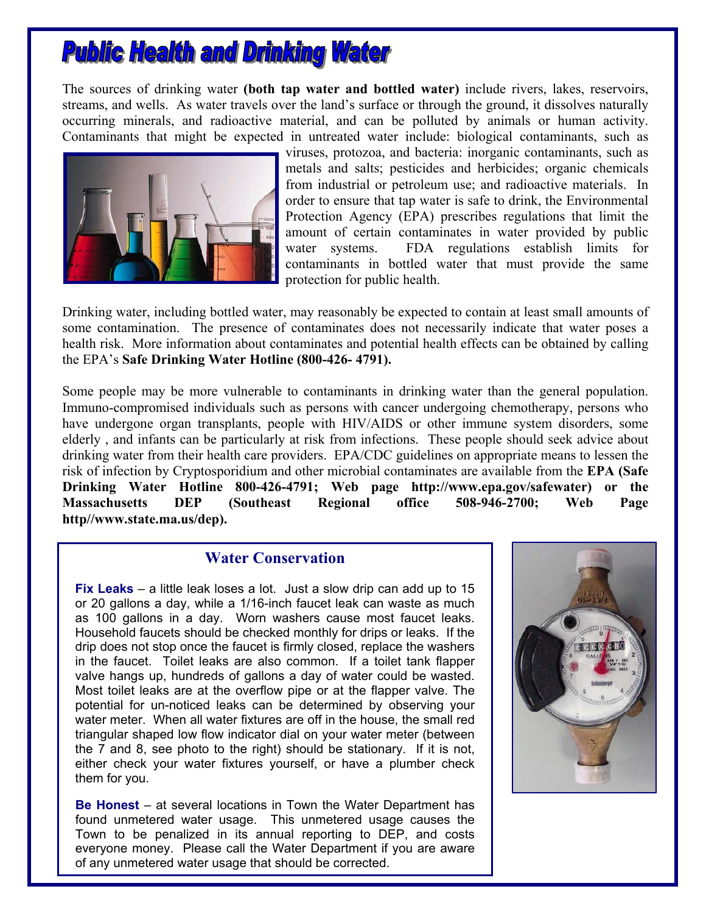# Public Health and Drinking Water

The sources of drinking water **(both tap water and bottled water)** include rivers, lakes, reservoirs, streams, and wells. As water travels over the land's surface or through the ground, it dissolves naturally occurring minerals, and radioactive material, and can be polluted by animals or human activity. Contaminants that might be expected in untreated water include: biological contaminants, such as viruses, protozoa, and bacteria: inorganic contaminants, such as metals and salts; pesticides and herbicides; organic chemicals from industrial or petroleum use; and radioactive materials. In order to ensure that tap water is safe to drink, the Environmental Protection Agency (EPA) prescribes regulations that limit the amount of certain contaminates in water provided by public water systems. FDA regulations establish limits for contaminants in bottled water that must provide the same protection for public health.

Drinking water, including bottled water, may reasonably be expected to contain at least small amounts of some contamination. The presence of contaminates does not necessarily indicate that water poses a health risk. More information about contaminates and potential health effects can be obtained by calling the EPA's **Safe Drinking Water Hotline (800-426- 4791).**

Some people may be more vulnerable to contaminants in drinking water than the general population. Immuno-compromised individuals such as persons with cancer undergoing chemotherapy, persons who have undergone organ transplants, people with HIV/AIDS or other immune system disorders, some elderly , and infants can be particularly at risk from infections. These people should seek advice about drinking water from their health care providers. EPA/CDC guidelines on appropriate means to lessen the risk of infection by Cryptosporidium and other microbial contaminates are available from the **EPA (Safe Drinking Water Hotline 800-426-4791; Web page http://www.epa.gov/safewater) or the Massachusetts DEP (Southeast Regional office 508-946-2700; Web Page http//www.state.ma.us/dep).**

## Water Conservation

**Fix Leaks** – a little leak loses a lot. Just a slow drip can add up to 15 or 20 gallons a day, while a 1/16-inch faucet leak can waste as much as 100 gallons in a day. Worn washers cause most faucet leaks. Household faucets should be checked monthly for drips or leaks. If the drip does not stop once the faucet is firmly closed, replace the washers in the faucet. Toilet leaks are also common. If a toilet tank flapper valve hangs up, hundreds of gallons a day of water could be wasted. Most toilet leaks are at the overflow pipe or at the flapper valve. The potential for un-noticed leaks can be determined by observing your water meter. When all water fixtures are off in the house, the small red triangular shaped low flow indicator dial on your water meter (between the 7 and 8, see photo to the right) should be stationary. If it is not, either check your water fixtures yourself, or have a plumber check them for you.

**Be Honest** – at several locations in Town the Water Department has found unmetered water usage. This unmetered usage causes the Town to be penalized in its annual reporting to DEP, and costs everyone money. Please call the Water Department if you are aware of any unmetered water usage that should be corrected.